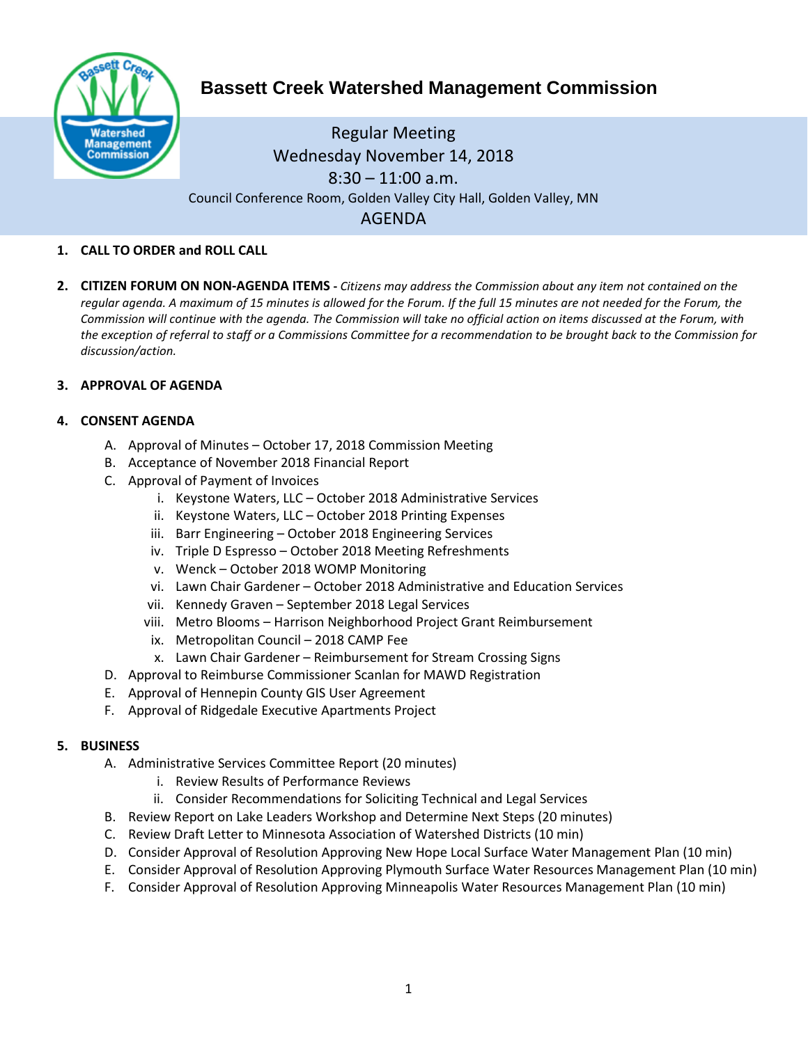# Bassett Creek Watershed Management Commission

Regular Meeting
Wednesday November 14, 2018
8:30 – 11:00 a.m.
Council Conference Room, Golden Valley City Hall, Golden Valley, MN

## AGENDA

1. **CALL TO ORDER and ROLL CALL**

2. **CITIZEN FORUM ON NON-AGENDA ITEMS -** *Citizens may address the Commission about any item not contained on the regular agenda. A maximum of 15 minutes is allowed for the Forum. If the full 15 minutes are not needed for the Forum, the Commission will continue with the agenda. The Commission will take no official action on items discussed at the Forum, with the exception of referral to staff or a Commissions Committee for a recommendation to be brought back to the Commission for discussion/action.*

3. **APPROVAL OF AGENDA**

4. **CONSENT AGENDA**
   A. Approval of Minutes – October 17, 2018 Commission Meeting
   B. Acceptance of November 2018 Financial Report
   C. Approval of Payment of Invoices
      i. Keystone Waters, LLC – October 2018 Administrative Services
      ii. Keystone Waters, LLC – October 2018 Printing Expenses
      iii. Barr Engineering – October 2018 Engineering Services
      iv. Triple D Espresso – October 2018 Meeting Refreshments
      v. Wenck – October 2018 WOMP Monitoring
      vi. Lawn Chair Gardener – October 2018 Administrative and Education Services
      vii. Kennedy Graven – September 2018 Legal Services
      viii. Metro Blooms – Harrison Neighborhood Project Grant Reimbursement
      ix. Metropolitan Council – 2018 CAMP Fee
      x. Lawn Chair Gardener – Reimbursement for Stream Crossing Signs
   D. Approval to Reimburse Commissioner Scanlan for MAWD Registration
   E. Approval of Hennepin County GIS User Agreement
   F. Approval of Ridgedale Executive Apartments Project

5. **BUSINESS**
   A. Administrative Services Committee Report (20 minutes)
      i. Review Results of Performance Reviews
      ii. Consider Recommendations for Soliciting Technical and Legal Services
   B. Review Report on Lake Leaders Workshop and Determine Next Steps (20 minutes)
   C. Review Draft Letter to Minnesota Association of Watershed Districts (10 min)
   D. Consider Approval of Resolution Approving New Hope Local Surface Water Management Plan (10 min)
   E. Consider Approval of Resolution Approving Plymouth Surface Water Resources Management Plan (10 min)
   F. Consider Approval of Resolution Approving Minneapolis Water Resources Management Plan (10 min)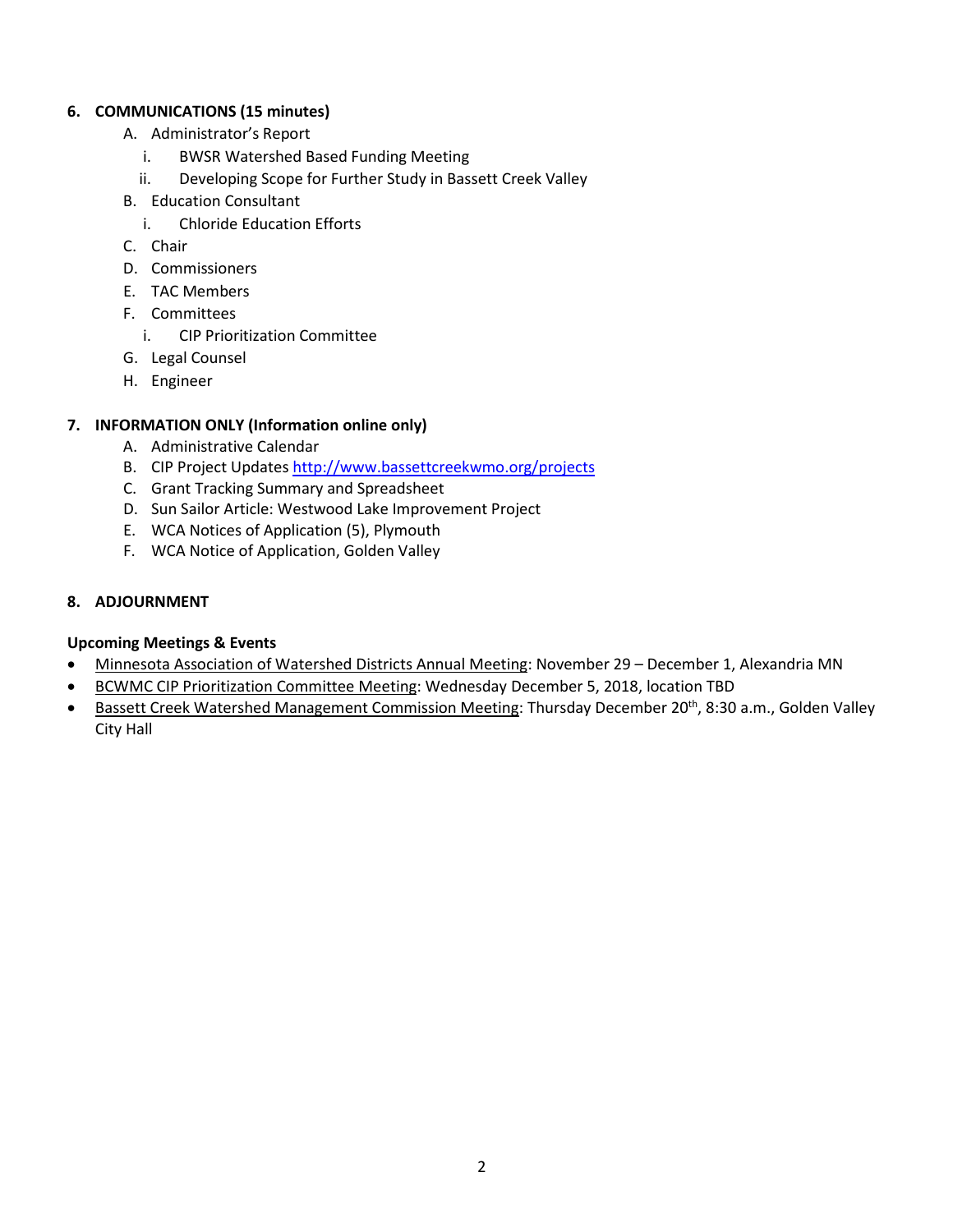**6. COMMUNICATIONS (15 minutes)**

A. Administrator's Report
   i. BWSR Watershed Based Funding Meeting
   ii. Developing Scope for Further Study in Bassett Creek Valley

B. Education Consultant
   i. Chloride Education Efforts

C. Chair

D. Commissioners

E. TAC Members

F. Committees
   i. CIP Prioritization Committee

G. Legal Counsel

H. Engineer

**7. INFORMATION ONLY (Information online only)**

A. Administrative Calendar

B. CIP Project Updates http://www.bassettcreekwmo.org/projects

C. Grant Tracking Summary and Spreadsheet

D. Sun Sailor Article: Westwood Lake Improvement Project

E. WCA Notices of Application (5), Plymouth

F. WCA Notice of Application, Golden Valley

**8. ADJOURNMENT**

**Upcoming Meetings & Events**

- Minnesota Association of Watershed Districts Annual Meeting: November 29 – December 1, Alexandria MN
- BCWMC CIP Prioritization Committee Meeting: Wednesday December 5, 2018, location TBD
- Bassett Creek Watershed Management Commission Meeting: Thursday December 20th, 8:30 a.m., Golden Valley City Hall